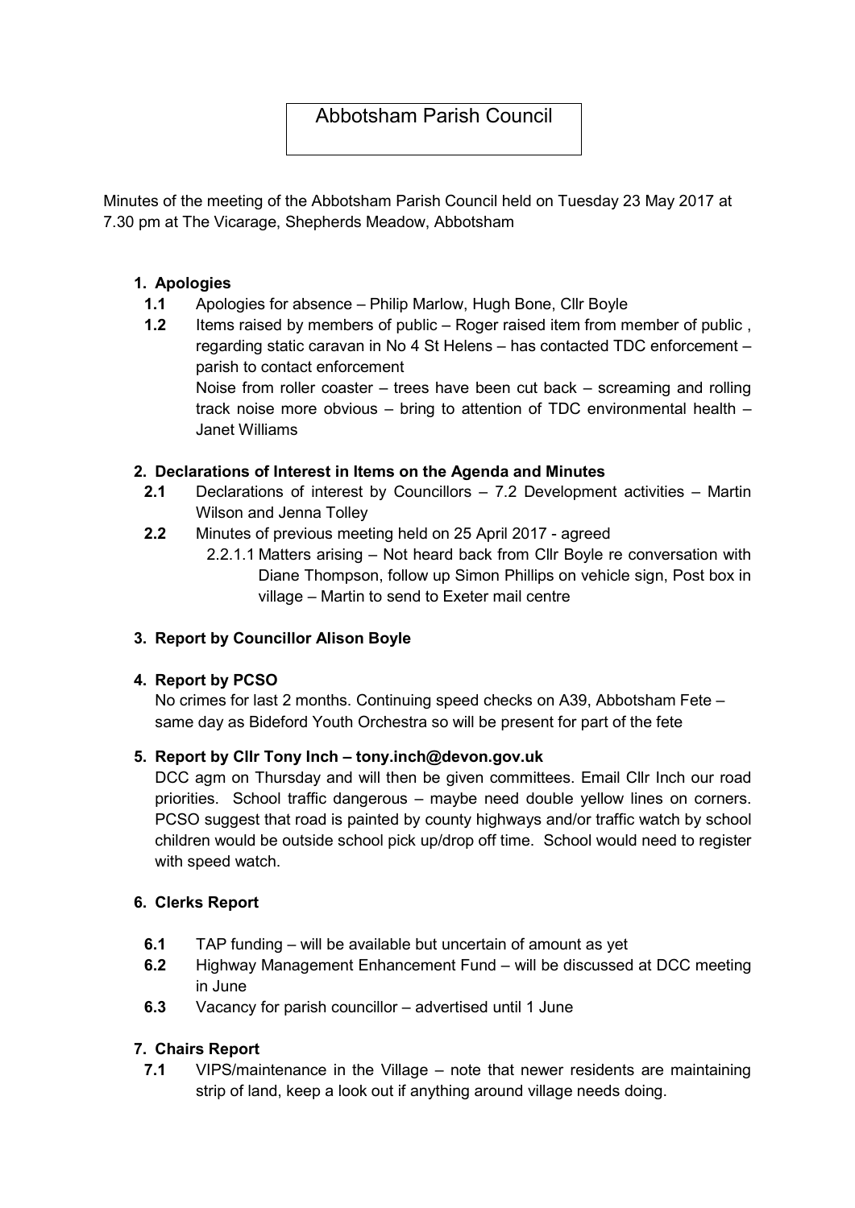# Abbotsham Parish Council

Minutes of the meeting of the Abbotsham Parish Council held on Tuesday 23 May 2017 at 7.30 pm at The Vicarage, Shepherds Meadow, Abbotsham

## 1. Apologies

**1.1** Apologies for absence – Philip Marlow, Hugh Bone, Cllr Boyle

**1.2** Items raised by members of public – Roger raised item from member of public , regarding static caravan in No 4 St Helens – has contacted TDC enforcement – parish to contact enforcement

Noise from roller coaster – trees have been cut back – screaming and rolling track noise more obvious – bring to attention of TDC environmental health – Janet Williams

## 2. Declarations of Interest in Items on the Agenda and Minutes

**2.1** Declarations of interest by Councillors – 7.2 Development activities – Martin Wilson and Jenna Tolley

**2.2** Minutes of previous meeting held on 25 April 2017 - agreed

2.2.1.1 Matters arising – Not heard back from Cllr Boyle re conversation with Diane Thompson, follow up Simon Phillips on vehicle sign, Post box in village – Martin to send to Exeter mail centre

## 3. Report by Councillor Alison Boyle

## 4. Report by PCSO

No crimes for last 2 months. Continuing speed checks on A39, Abbotsham Fete – same day as Bideford Youth Orchestra so will be present for part of the fete

## 5. Report by Cllr Tony Inch – tony.inch@devon.gov.uk

DCC agm on Thursday and will then be given committees. Email Cllr Inch our road priorities. School traffic dangerous – maybe need double yellow lines on corners. PCSO suggest that road is painted by county highways and/or traffic watch by school children would be outside school pick up/drop off time. School would need to register with speed watch.

## 6. Clerks Report

**6.1** TAP funding – will be available but uncertain of amount as yet

**6.2** Highway Management Enhancement Fund – will be discussed at DCC meeting in June

**6.3** Vacancy for parish councillor – advertised until 1 June

## 7. Chairs Report

**7.1** VIPS/maintenance in the Village – note that newer residents are maintaining strip of land, keep a look out if anything around village needs doing.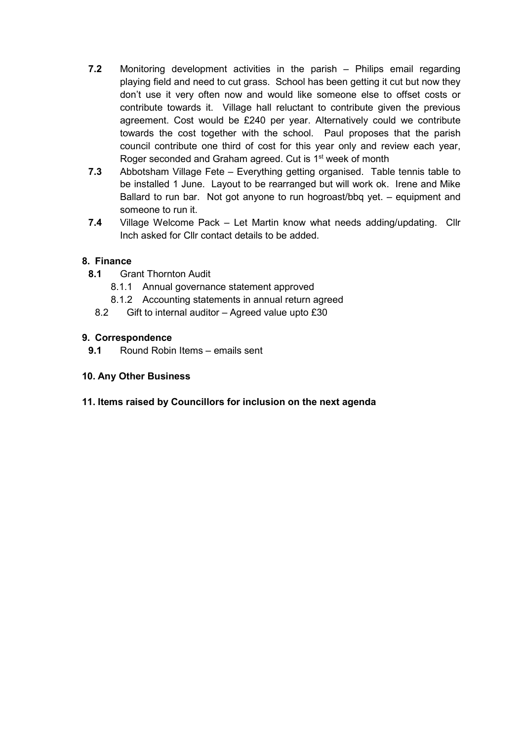**7.2** Monitoring development activities in the parish – Philips email regarding playing field and need to cut grass. School has been getting it cut but now they don't use it very often now and would like someone else to offset costs or contribute towards it. Village hall reluctant to contribute given the previous agreement. Cost would be £240 per year. Alternatively could we contribute towards the cost together with the school. Paul proposes that the parish council contribute one third of cost for this year only and review each year, Roger seconded and Graham agreed. Cut is 1st week of month

**7.3** Abbotsham Village Fete – Everything getting organised. Table tennis table to be installed 1 June. Layout to be rearranged but will work ok. Irene and Mike Ballard to run bar. Not got anyone to run hogroast/bbq yet. – equipment and someone to run it.

**7.4** Village Welcome Pack – Let Martin know what needs adding/updating. Cllr Inch asked for Cllr contact details to be added.

**8. Finance**

**8.1** Grant Thornton Audit

8.1.1 Annual governance statement approved

8.1.2 Accounting statements in annual return agreed

8.2 Gift to internal auditor – Agreed value upto £30

**9. Correspondence**

**9.1** Round Robin Items – emails sent

**10. Any Other Business**

**11. Items raised by Councillors for inclusion on the next agenda**